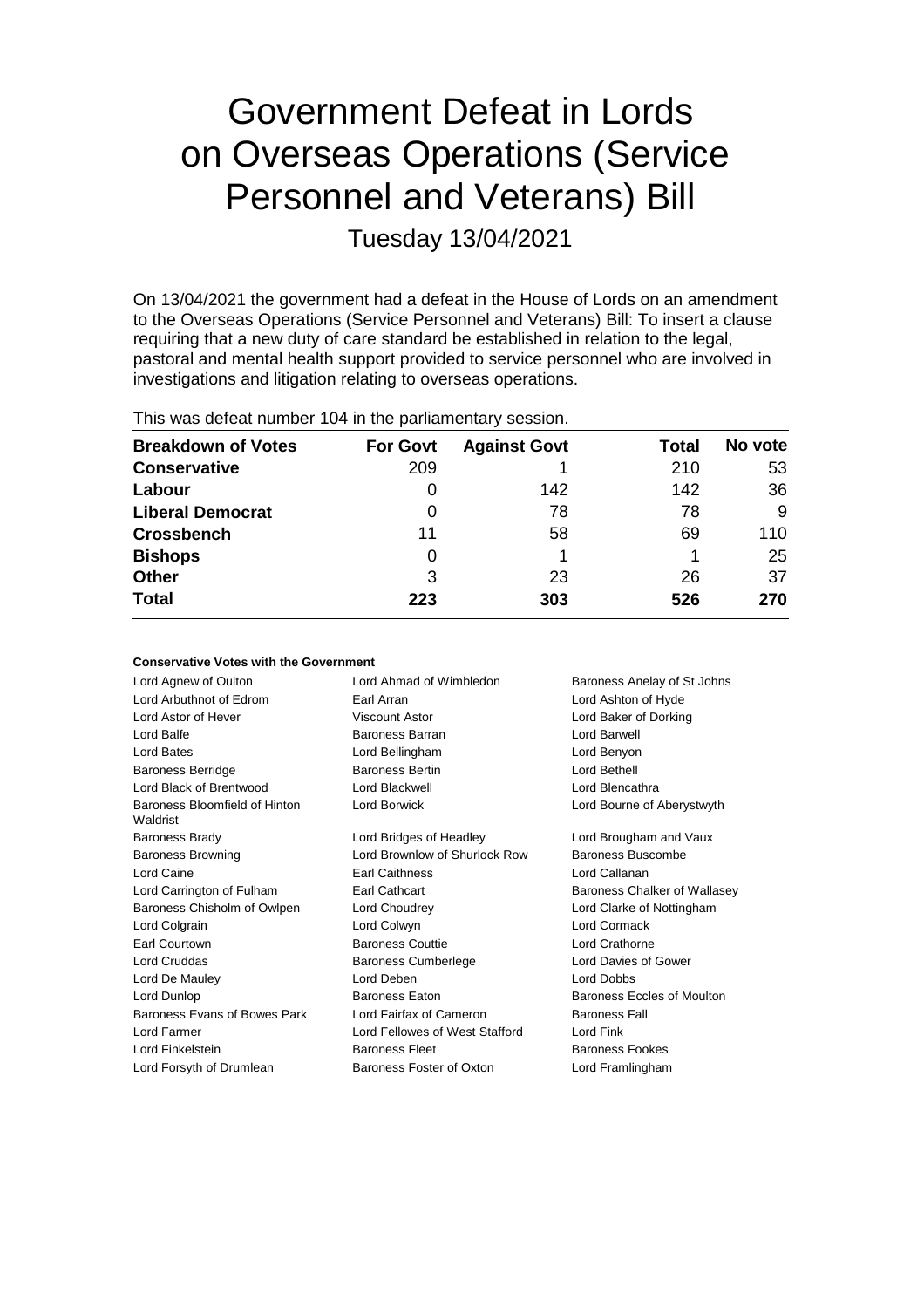# Government Defeat in Lords on Overseas Operations (Service Personnel and Veterans) Bill

Tuesday 13/04/2021

On 13/04/2021 the government had a defeat in the House of Lords on an amendment to the Overseas Operations (Service Personnel and Veterans) Bill: To insert a clause requiring that a new duty of care standard be established in relation to the legal, pastoral and mental health support provided to service personnel who are involved in investigations and litigation relating to overseas operations.

This was defeat number 104 in the parliamentary session.

| Breakdown of Votes | For Govt | Against Govt | Total | No vote |
|---|---|---|---|---|
| **Conservative** | 209 | 1 | 210 | 53 |
| **Labour** | 0 | 142 | 142 | 36 |
| **Liberal Democrat** | 0 | 78 | 78 | 9 |
| **Crossbench** | 11 | 58 | 69 | 110 |
| **Bishops** | 0 | 1 | 1 | 25 |
| **Other** | 3 | 23 | 26 | 37 |
| **Total** | **223** | **303** | **526** | **270** |

### Conservative Votes with the Government

| | | |
|---|---|---|
| Lord Agnew of Oulton | Lord Ahmad of Wimbledon | Baroness Anelay of St Johns |
| Lord Arbuthnot of Edrom | Earl Arran | Lord Ashton of Hyde |
| Lord Astor of Hever | Viscount Astor | Lord Baker of Dorking |
| Lord Balfe | Baroness Barran | Lord Barwell |
| Lord Bates | Lord Bellingham | Lord Benyon |
| Baroness Berridge | Baroness Bertin | Lord Bethell |
| Lord Black of Brentwood | Lord Blackwell | Lord Blencathra |
| Baroness Bloomfield of Hinton Waldrist | Lord Borwick | Lord Bourne of Aberystwyth |
| Baroness Brady | Lord Bridges of Headley | Lord Brougham and Vaux |
| Baroness Browning | Lord Brownlow of Shurlock Row | Baroness Buscombe |
| Lord Caine | Earl Caithness | Lord Callanan |
| Lord Carrington of Fulham | Earl Cathcart | Baroness Chalker of Wallasey |
| Baroness Chisholm of Owlpen | Lord Choudrey | Lord Clarke of Nottingham |
| Lord Colgrain | Lord Colwyn | Lord Cormack |
| Earl Courtown | Baroness Couttie | Lord Crathorne |
| Lord Cruddas | Baroness Cumberlege | Lord Davies of Gower |
| Lord De Mauley | Lord Deben | Lord Dobbs |
| Lord Dunlop | Baroness Eaton | Baroness Eccles of Moulton |
| Baroness Evans of Bowes Park | Lord Fairfax of Cameron | Baroness Fall |
| Lord Farmer | Lord Fellowes of West Stafford | Lord Fink |
| Lord Finkelstein | Baroness Fleet | Baroness Fookes |
| Lord Forsyth of Drumlean | Baroness Foster of Oxton | Lord Framlingham |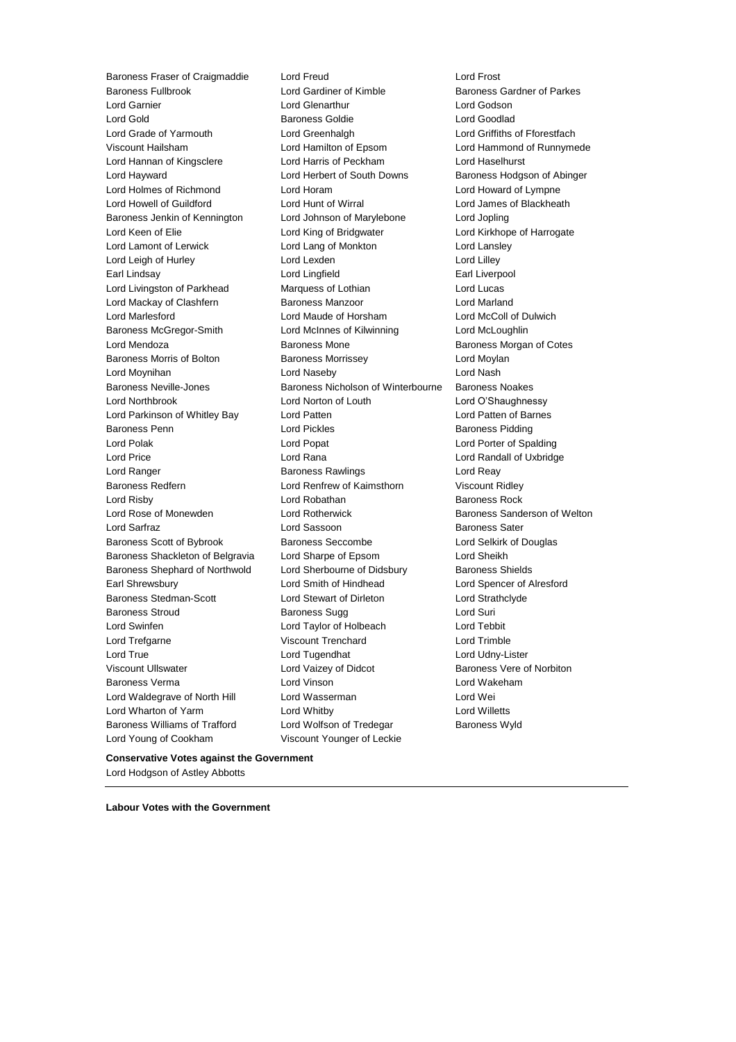Baroness Fraser of Craigmaddie Lord Freud Lord Frost
Baroness Fullbrook Lord Gardiner of Kimble Baroness Gardner of Parkes
Lord Garnier Lord Glenarthur Lord Godson
Lord Gold Baroness Goldie Lord Goodlad
Lord Grade of Yarmouth Lord Greenhalgh Lord Griffiths of Fforestfach
Viscount Hailsham Lord Hamilton of Epsom Lord Hammond of Runnymede
Lord Hannan of Kingsclere Lord Harris of Peckham Lord Haselhurst
Lord Hayward Lord Herbert of South Downs Baroness Hodgson of Abinger
Lord Holmes of Richmond Lord Horam Lord Howard of Lympne
Lord Howell of Guildford Lord Hunt of Wirral Lord James of Blackheath
Baroness Jenkin of Kennington Lord Johnson of Marylebone Lord Jopling
Lord Keen of Elie Lord King of Bridgwater Lord Kirkhope of Harrogate
Lord Lamont of Lerwick Lord Lang of Monkton Lord Lansley
Lord Leigh of Hurley Lord Lexden Lord Lilley
Earl Lindsay Lord Lingfield Earl Liverpool
Lord Livingston of Parkhead Marquess of Lothian Lord Lucas
Lord Mackay of Clashfern Baroness Manzoor Lord Marland
Lord Marlesford Lord Maude of Horsham Lord McColl of Dulwich
Baroness McGregor-Smith Lord McInnes of Kilwinning Lord McLoughlin
Lord Mendoza Baroness Mone Baroness Morgan of Cotes
Baroness Morris of Bolton Baroness Morrissey Lord Moylan
Lord Moynihan Lord Naseby Lord Nash
Baroness Neville-Jones Baroness Nicholson of Winterbourne Baroness Noakes
Lord Northbrook Lord Norton of Louth Lord O'Shaughnessy
Lord Parkinson of Whitley Bay Lord Patten Lord Patten of Barnes
Baroness Penn Lord Pickles Baroness Pidding
Lord Polak Lord Popat Lord Porter of Spalding
Lord Price Lord Rana Lord Randall of Uxbridge
Lord Ranger Baroness Rawlings Lord Reay
Baroness Redfern Lord Renfrew of Kaimsthorn Viscount Ridley
Lord Risby Lord Robathan Baroness Rock
Lord Rose of Monewden Lord Rotherwick Baroness Sanderson of Welton
Lord Sarfraz Lord Sassoon Baroness Sater
Baroness Scott of Bybrook Baroness Seccombe Lord Selkirk of Douglas
Baroness Shackleton of Belgravia Lord Sharpe of Epsom Lord Sheikh
Baroness Shephard of Northwold Lord Sherbourne of Didsbury Baroness Shields
Earl Shrewsbury Lord Smith of Hindhead Lord Spencer of Alresford
Baroness Stedman-Scott Lord Stewart of Dirleton Lord Strathclyde
Baroness Stroud Baroness Sugg Lord Suri
Lord Swinfen Lord Taylor of Holbeach Lord Tebbit
Lord Trefgarne Viscount Trenchard Lord Trimble
Lord True Lord Tugendhat Lord Udny-Lister
Viscount Ullswater Lord Vaizey of Didcot Baroness Vere of Norbiton
Baroness Verma Lord Vinson Lord Wakeham
Lord Waldegrave of North Hill Lord Wasserman Lord Wei
Lord Wharton of Yarm Lord Whitby Lord Willetts
Baroness Williams of Trafford Lord Wolfson of Tredegar Baroness Wyld
Lord Young of Cookham Viscount Younger of Leckie

**Conservative Votes against the Government**

Lord Hodgson of Astley Abbotts

---

**Labour Votes with the Government**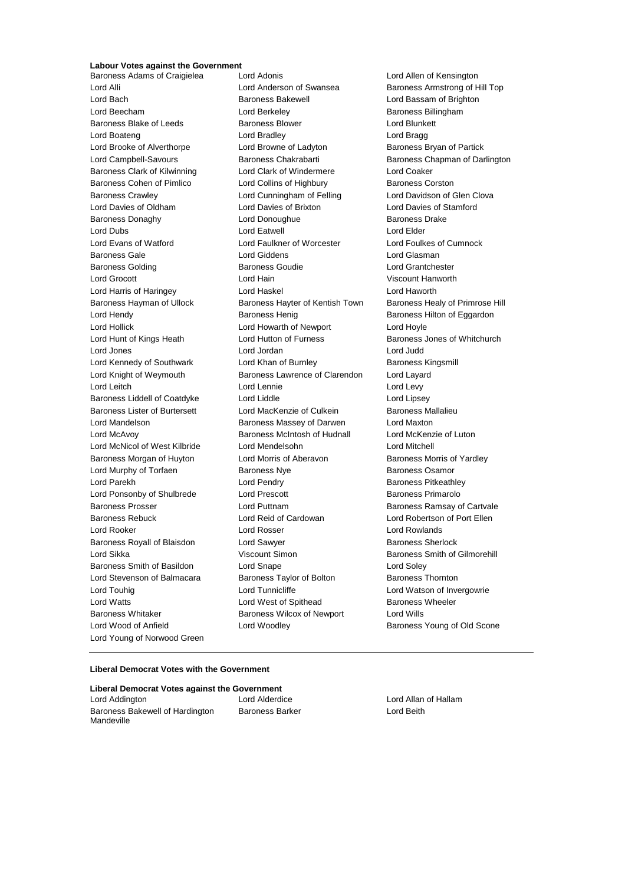**Labour Votes against the Government**

Baroness Adams of Craigielea
Lord Adonis
Lord Allen of Kensington
Lord Alli
Lord Anderson of Swansea
Baroness Armstrong of Hill Top
Lord Bach
Baroness Bakewell
Lord Bassam of Brighton
Lord Beecham
Lord Berkeley
Baroness Billingham
Baroness Blake of Leeds
Baroness Blower
Lord Blunkett
Lord Boateng
Lord Bradley
Lord Bragg
Lord Brooke of Alverthorpe
Lord Browne of Ladyton
Baroness Bryan of Partick
Lord Campbell-Savours
Baroness Chakrabarti
Baroness Chapman of Darlington
Baroness Clark of Kilwinning
Lord Clark of Windermere
Lord Coaker
Baroness Cohen of Pimlico
Lord Collins of Highbury
Baroness Corston
Baroness Crawley
Lord Cunningham of Felling
Lord Davidson of Glen Clova
Lord Davies of Oldham
Lord Davies of Brixton
Lord Davies of Stamford
Baroness Donaghy
Lord Donoughue
Baroness Drake
Lord Dubs
Lord Eatwell
Lord Elder
Lord Evans of Watford
Lord Faulkner of Worcester
Lord Foulkes of Cumnock
Baroness Gale
Lord Giddens
Lord Glasman
Baroness Golding
Baroness Goudie
Lord Grantchester
Lord Grocott
Lord Hain
Viscount Hanworth
Lord Harris of Haringey
Lord Haskel
Lord Haworth
Baroness Hayman of Ullock
Baroness Hayter of Kentish Town
Baroness Healy of Primrose Hill
Lord Hendy
Baroness Henig
Baroness Hilton of Eggardon
Lord Hollick
Lord Howarth of Newport
Lord Hoyle
Lord Hunt of Kings Heath
Lord Hutton of Furness
Baroness Jones of Whitchurch
Lord Jones
Lord Jordan
Lord Judd
Lord Kennedy of Southwark
Lord Khan of Burnley
Baroness Kingsmill
Lord Knight of Weymouth
Baroness Lawrence of Clarendon
Lord Layard
Lord Leitch
Lord Lennie
Lord Levy
Baroness Liddell of Coatdyke
Lord Liddle
Lord Lipsey
Baroness Lister of Burtersett
Lord MacKenzie of Culkein
Baroness Mallalieu
Lord Mandelson
Baroness Massey of Darwen
Lord Maxton
Lord McAvoy
Baroness McIntosh of Hudnall
Lord McKenzie of Luton
Lord McNicol of West Kilbride
Lord Mendelsohn
Lord Mitchell
Baroness Morgan of Huyton
Lord Morris of Aberavon
Baroness Morris of Yardley
Lord Murphy of Torfaen
Baroness Nye
Baroness Osamor
Lord Parekh
Lord Pendry
Baroness Pitkeathley
Lord Ponsonby of Shulbrede
Lord Prescott
Baroness Primarolo
Baroness Prosser
Lord Puttnam
Baroness Ramsay of Cartvale
Baroness Rebuck
Lord Reid of Cardowan
Lord Robertson of Port Ellen
Lord Rooker
Lord Rosser
Lord Rowlands
Baroness Royall of Blaisdon
Lord Sawyer
Baroness Sherlock
Lord Sikka
Viscount Simon
Baroness Smith of Gilmorehill
Baroness Smith of Basildon
Lord Snape
Lord Soley
Lord Stevenson of Balmacara
Baroness Taylor of Bolton
Baroness Thornton
Lord Touhig
Lord Tunnicliffe
Lord Watson of Invergowrie
Lord Watts
Lord West of Spithead
Baroness Wheeler
Baroness Whitaker
Baroness Wilcox of Newport
Lord Wills
Lord Wood of Anfield
Lord Woodley
Baroness Young of Old Scone
Lord Young of Norwood Green

---

**Liberal Democrat Votes with the Government**

**Liberal Democrat Votes against the Government**

Lord Addington
Lord Alderdice
Lord Allan of Hallam
Baroness Bakewell of Hardington Mandeville
Baroness Barker
Lord Beith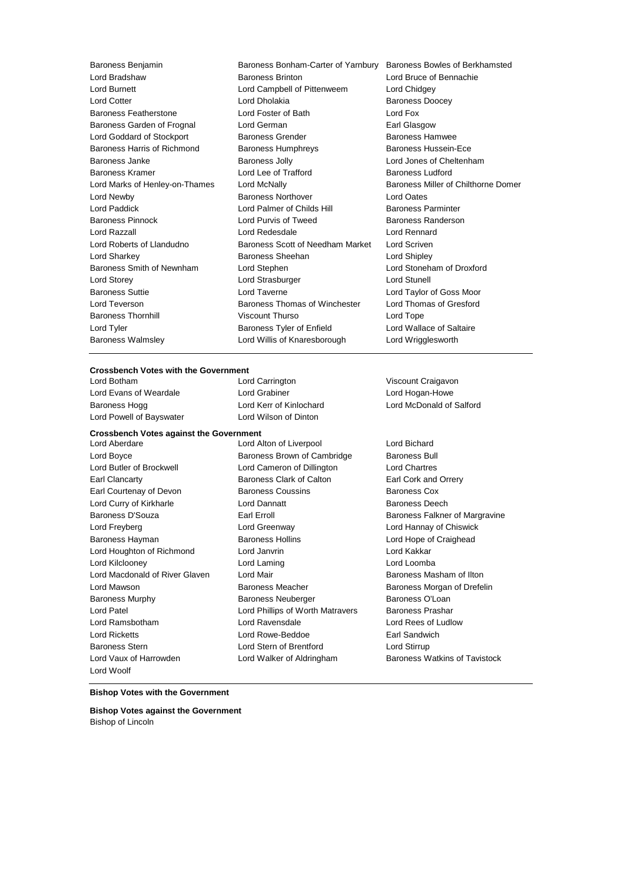Baroness Benjamin Baroness Bonham-Carter of Yarnbury Baroness Bowles of Berkhamsted
Lord Bradshaw Baroness Brinton Lord Bruce of Bennachie
Lord Burnett Lord Campbell of Pittenweem Lord Chidgey
Lord Cotter Lord Dholakia Baroness Doocey
Baroness Featherstone Lord Foster of Bath Lord Fox
Baroness Garden of Frognal Lord German Earl Glasgow
Lord Goddard of Stockport Baroness Grender Baroness Hamwee
Baroness Harris of Richmond Baroness Humphreys Baroness Hussein-Ece
Baroness Janke Baroness Jolly Lord Jones of Cheltenham
Baroness Kramer Lord Lee of Trafford Baroness Ludford
Lord Marks of Henley-on-Thames Lord McNally Baroness Miller of Chilthorne Domer
Lord Newby Baroness Northover Lord Oates
Lord Paddick Lord Palmer of Childs Hill Baroness Parminter
Baroness Pinnock Lord Purvis of Tweed Baroness Randerson
Lord Razzall Lord Redesdale Lord Rennard
Lord Roberts of Llandudno Baroness Scott of Needham Market Lord Scriven
Lord Sharkey Baroness Sheehan Lord Shipley
Baroness Smith of Newnham Lord Stephen Lord Stoneham of Droxford
Lord Storey Lord Strasburger Lord Stunell
Baroness Suttie Lord Taverne Lord Taylor of Goss Moor
Lord Teverson Baroness Thomas of Winchester Lord Thomas of Gresford
Baroness Thornhill Viscount Thurso Lord Tope
Lord Tyler Baroness Tyler of Enfield Lord Wallace of Saltaire
Baroness Walmsley Lord Willis of Knaresborough Lord Wrigglesworth

---

**Crossbench Votes with the Government**

Lord Botham Lord Carrington Viscount Craigavon
Lord Evans of Weardale Lord Grabiner Lord Hogan-Howe
Baroness Hogg Lord Kerr of Kinlochard Lord McDonald of Salford
Lord Powell of Bayswater Lord Wilson of Dinton

**Crossbench Votes against the Government**

Lord Aberdare Lord Alton of Liverpool Lord Bichard
Lord Boyce Baroness Brown of Cambridge Baroness Bull
Lord Butler of Brockwell Lord Cameron of Dillington Lord Chartres
Earl Clancarty Baroness Clark of Calton Earl Cork and Orrery
Earl Courtenay of Devon Baroness Coussins Baroness Cox
Lord Curry of Kirkharle Lord Dannatt Baroness Deech
Baroness D'Souza Earl Erroll Baroness Falkner of Margravine
Lord Freyberg Lord Greenway Lord Hannay of Chiswick
Baroness Hayman Baroness Hollins Lord Hope of Craighead
Lord Houghton of Richmond Lord Janvrin Lord Kakkar
Lord Kilclooney Lord Laming Lord Loomba
Lord Macdonald of River Glaven Lord Mair Baroness Masham of Ilton
Lord Mawson Baroness Meacher Baroness Morgan of Drefelin
Baroness Murphy Baroness Neuberger Baroness O'Loan
Lord Patel Lord Phillips of Worth Matravers Baroness Prashar
Lord Ramsbotham Lord Ravensdale Lord Rees of Ludlow
Lord Ricketts Lord Rowe-Beddoe Earl Sandwich
Baroness Stern Lord Stern of Brentford Lord Stirrup
Lord Vaux of Harrowden Lord Walker of Aldringham Baroness Watkins of Tavistock
Lord Woolf

---

**Bishop Votes with the Government**

**Bishop Votes against the Government**

Bishop of Lincoln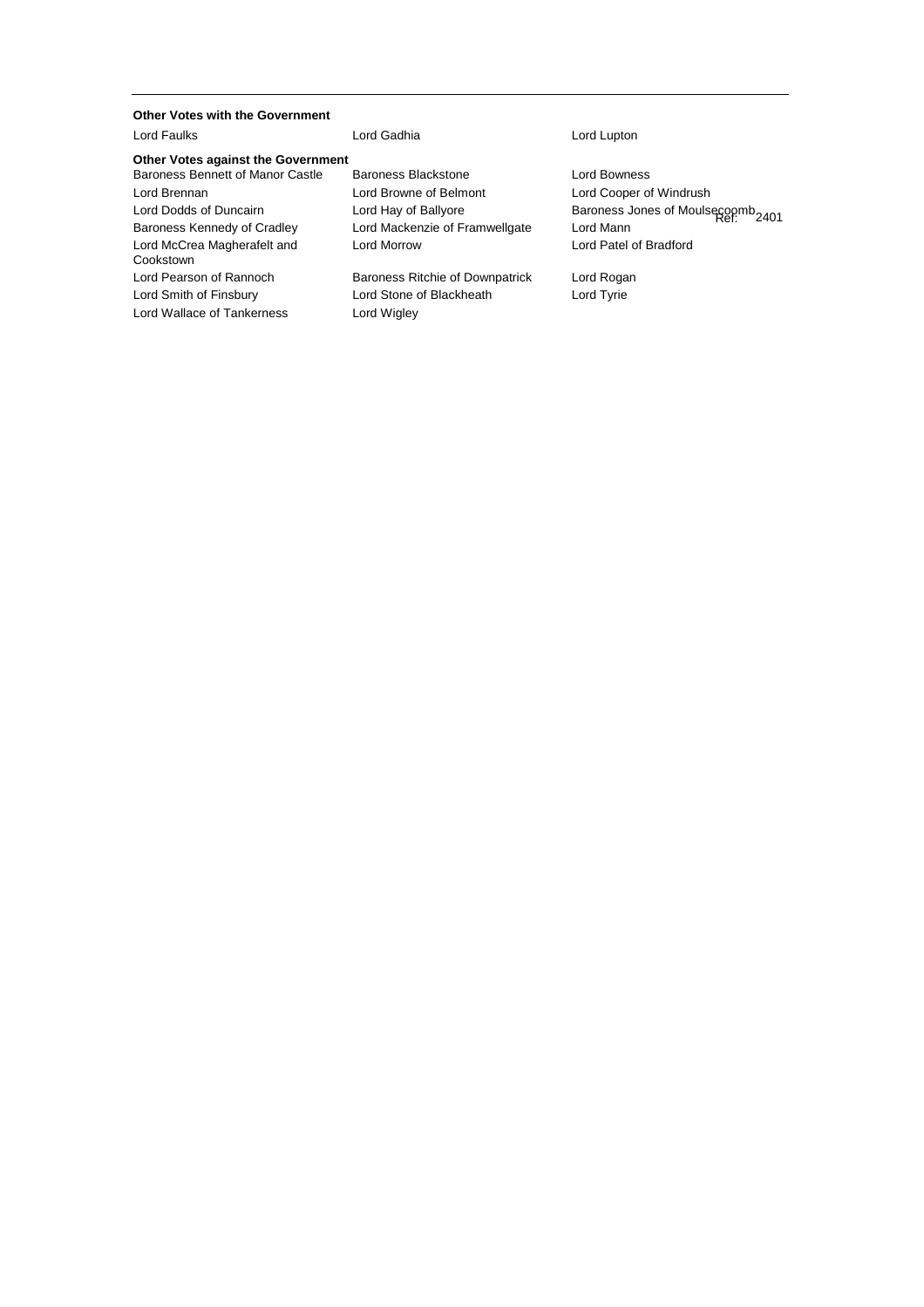**Other Votes with the Government**

Lord Faulks
Lord Gadhia
Lord Lupton

**Other Votes against the Government**

Baroness Bennett of Manor Castle
Baroness Blackstone
Lord Bowness
Lord Brennan
Lord Browne of Belmont
Lord Cooper of Windrush
Lord Dodds of Duncairn
Lord Hay of Ballyore
Baroness Jones of Moulsecoomb
Baroness Kennedy of Cradley
Lord Mackenzie of Framwellgate
Lord Mann
Lord McCrea Magherafelt and Cookstown
Lord Morrow
Lord Patel of Bradford
Lord Pearson of Rannoch
Baroness Ritchie of Downpatrick
Lord Rogan
Lord Smith of Finsbury
Lord Stone of Blackheath
Lord Tyrie
Lord Wallace of Tankerness
Lord Wigley

Ref: 2401